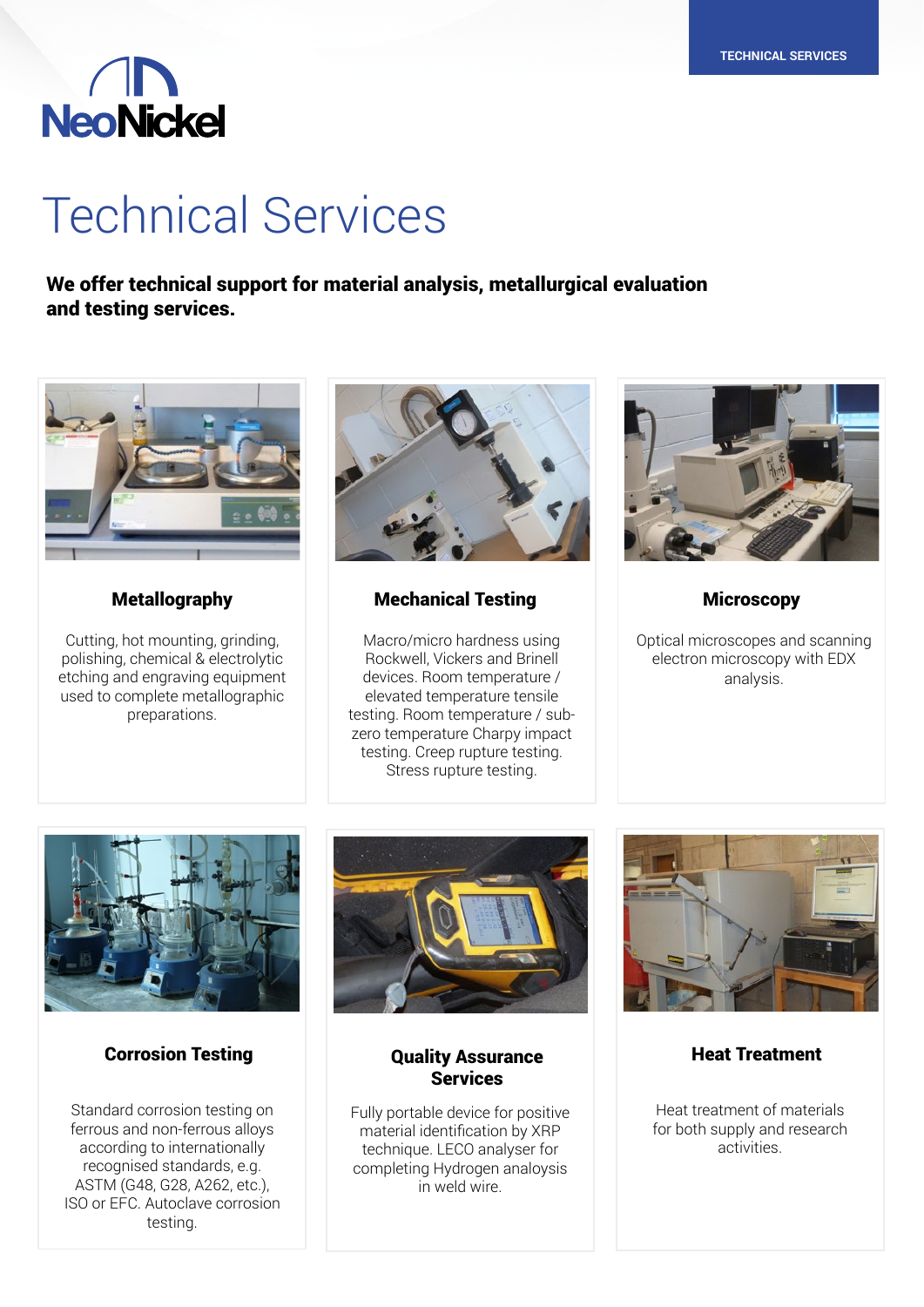NeoNickel

TECHNICAL SERVICES

# Technical Services

**We offer technical support for material analysis, metallurgical evaluation and testing services.**

### Metallography

Cutting, hot mounting, grinding, polishing, chemical & electrolytic etching and engraving equipment used to complete metallographic preparations.

### Mechanical Testing

Macro/micro hardness using Rockwell, Vickers and Brinell devices. Room temperature / elevated temperature tensile testing. Room temperature / sub-zero temperature Charpy impact testing. Creep rupture testing. Stress rupture testing.

### Microscopy

Optical microscopes and scanning electron microscopy with EDX analysis.

### Corrosion Testing

Standard corrosion testing on ferrous and non-ferrous alloys according to internationally recognised standards, e.g. ASTM (G48, G28, A262, etc.), ISO or EFC. Autoclave corrosion testing.

### Quality Assurance Services

Fully portable device for positive material identification by XRP technique. LECO analyser for completing Hydrogen analoysis in weld wire.

### Heat Treatment

Heat treatment of materials for both supply and research activities.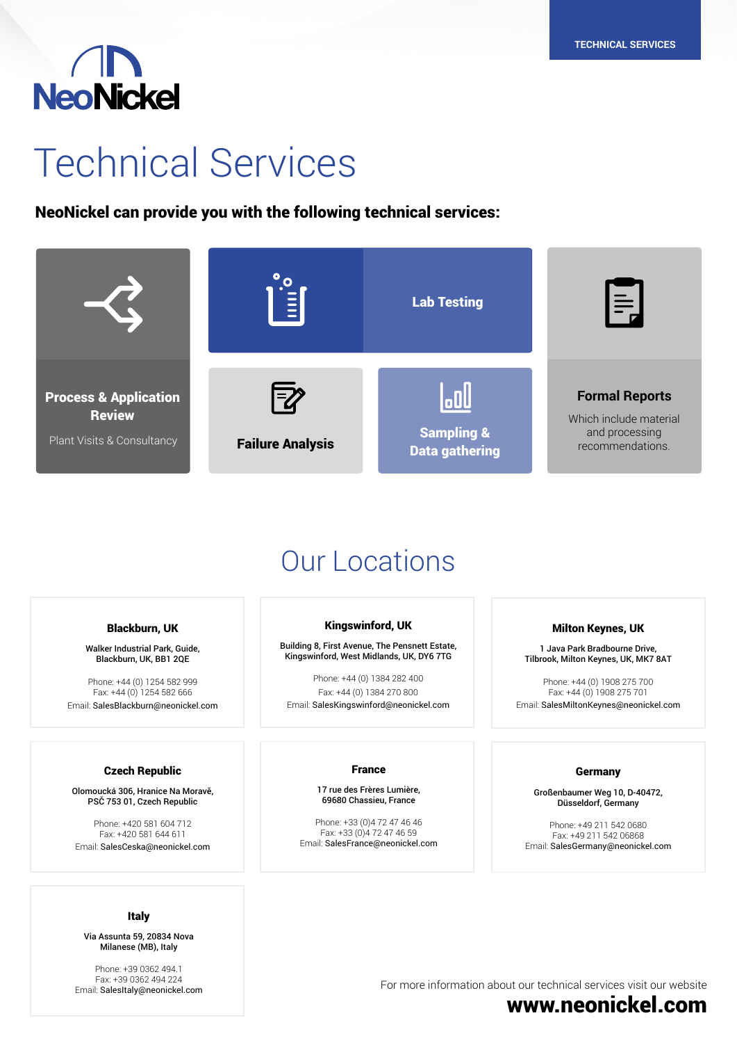# Technical Services

**NeoNickel can provide you with the following technical services:**

- **Process & Application Review**
  Plant Visits & Consultancy
- **Lab Testing**
- **Failure Analysis**
- **Sampling & Data gathering**
- **Formal Reports**
  Which include material and processing recommendations.

## Our Locations

**Blackburn, UK**
Walker Industrial Park, Guide, Blackburn, UK, BB1 2QE
Phone: +44 (0) 1254 582 999
Fax: +44 (0) 1254 582 666
Email: SalesBlackburn@neonickel.com

**Kingswinford, UK**
Building 8, First Avenue, The Pensnett Estate, Kingswinford, West Midlands, UK, DY6 7TG
Phone: +44 (0) 1384 282 400
Fax: +44 (0) 1384 270 800
Email: SalesKingswinford@neonickel.com

**Milton Keynes, UK**
1 Java Park Bradbourne Drive, Tilbrook, Milton Keynes, UK, MK7 8AT
Phone: +44 (0) 1908 275 700
Fax: +44 (0) 1908 275 701
Email: SalesMiltonKeynes@neonickel.com

**Czech Republic**
Olomoucká 306, Hranice Na Moravě, PSČ 753 01, Czech Republic
Phone: +420 581 604 712
Fax: +420 581 644 611
Email: SalesCeska@neonickel.com

**France**
17 rue des Frères Lumière, 69680 Chassieu, France
Phone: +33 (0)4 72 47 46 46
Fax: +33 (0)4 72 47 46 59
Email: SalesFrance@neonickel.com

**Germany**
Großenbaumer Weg 10, D-40472, Düsseldorf, Germany
Phone: +49 211 542 0680
Fax: +49 211 542 06868
Email: SalesGermany@neonickel.com

**Italy**
Via Assunta 59, 20834 Nova Milanese (MB), Italy
Phone: +39 0362 494.1
Fax: +39 0362 494 224
Email: SalesItaly@neonickel.com

For more information about our technical services visit our website
**www.neonickel.com**